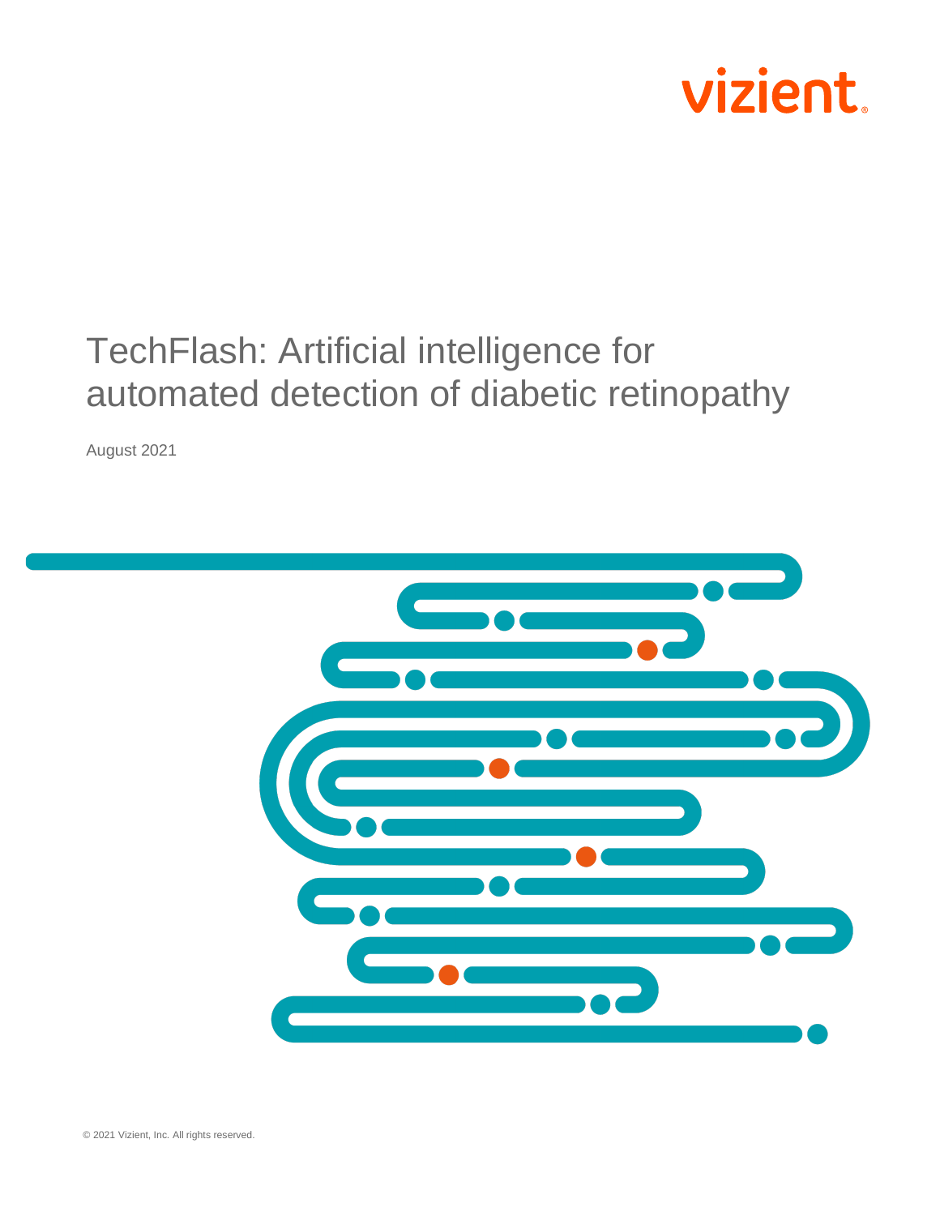vizient

# TechFlash: Artificial intelligence for automated detection of diabetic retinopathy

August 2021

© 2021 Vizient, Inc. All rights reserved.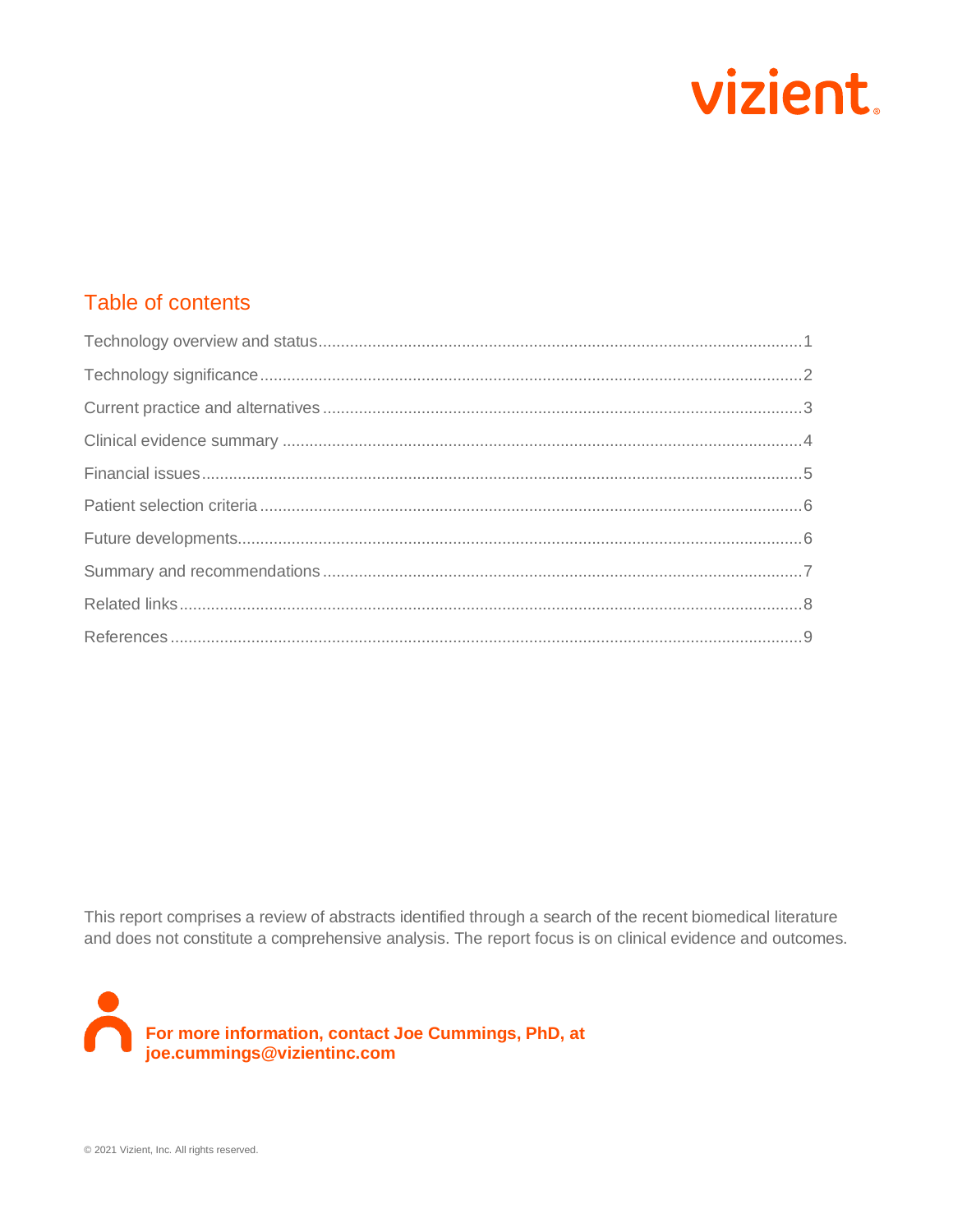## Table of contents

Technology overview and status.....1

Technology significance.....2

Current practice and alternatives.....3

Clinical evidence summary.....4

Financial issues.....5

Patient selection criteria.....6

Future developments.....6

Summary and recommendations.....7

Related links.....8

References.....9

This report comprises a review of abstracts identified through a search of the recent biomedical literature and does not constitute a comprehensive analysis. The report focus is on clinical evidence and outcomes.

**For more information, contact Joe Cummings, PhD, at joe.cummings@vizientinc.com**

© 2021 Vizient, Inc. All rights reserved.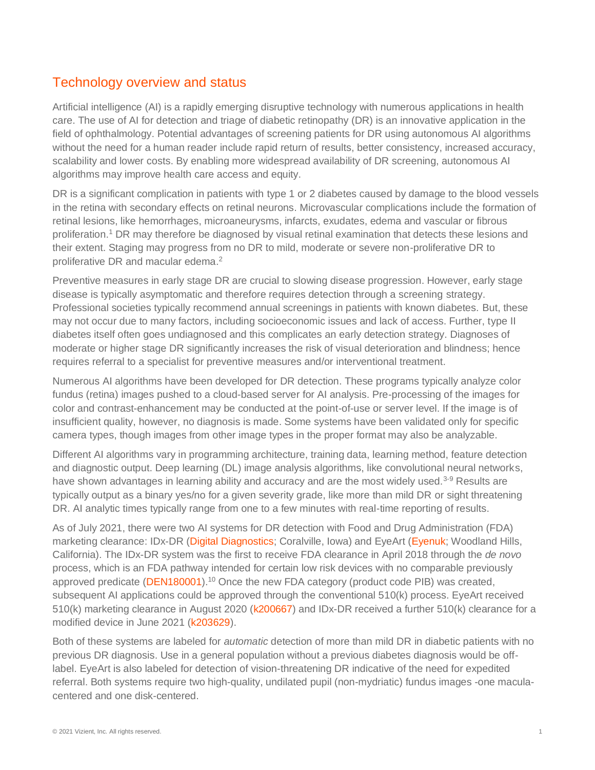## Technology overview and status

Artificial intelligence (AI) is a rapidly emerging disruptive technology with numerous applications in health care. The use of AI for detection and triage of diabetic retinopathy (DR) is an innovative application in the field of ophthalmology. Potential advantages of screening patients for DR using autonomous AI algorithms without the need for a human reader include rapid return of results, better consistency, increased accuracy, scalability and lower costs. By enabling more widespread availability of DR screening, autonomous AI algorithms may improve health care access and equity.

DR is a significant complication in patients with type 1 or 2 diabetes caused by damage to the blood vessels in the retina with secondary effects on retinal neurons. Microvascular complications include the formation of retinal lesions, like hemorrhages, microaneurysms, infarcts, exudates, edema and vascular or fibrous proliferation.[1] DR may therefore be diagnosed by visual retinal examination that detects these lesions and their extent. Staging may progress from no DR to mild, moderate or severe non-proliferative DR to proliferative DR and macular edema.[2]

Preventive measures in early stage DR are crucial to slowing disease progression. However, early stage disease is typically asymptomatic and therefore requires detection through a screening strategy. Professional societies typically recommend annual screenings in patients with known diabetes. But, these may not occur due to many factors, including socioeconomic issues and lack of access. Further, type II diabetes itself often goes undiagnosed and this complicates an early detection strategy. Diagnoses of moderate or higher stage DR significantly increases the risk of visual deterioration and blindness; hence requires referral to a specialist for preventive measures and/or interventional treatment.

Numerous AI algorithms have been developed for DR detection. These programs typically analyze color fundus (retina) images pushed to a cloud-based server for AI analysis. Pre-processing of the images for color and contrast-enhancement may be conducted at the point-of-use or server level. If the image is of insufficient quality, however, no diagnosis is made. Some systems have been validated only for specific camera types, though images from other image types in the proper format may also be analyzable.

Different AI algorithms vary in programming architecture, training data, learning method, feature detection and diagnostic output. Deep learning (DL) image analysis algorithms, like convolutional neural networks, have shown advantages in learning ability and accuracy and are the most widely used.[3-9] Results are typically output as a binary yes/no for a given severity grade, like more than mild DR or sight threatening DR. AI analytic times typically range from one to a few minutes with real-time reporting of results.

As of July 2021, there were two AI systems for DR detection with Food and Drug Administration (FDA) marketing clearance: IDx-DR (Digital Diagnostics; Coralville, Iowa) and EyeArt (Eyenuk; Woodland Hills, California). The IDx-DR system was the first to receive FDA clearance in April 2018 through the *de novo* process, which is an FDA pathway intended for certain low risk devices with no comparable previously approved predicate (DEN180001).[10] Once the new FDA category (product code PIB) was created, subsequent AI applications could be approved through the conventional 510(k) process. EyeArt received 510(k) marketing clearance in August 2020 (k200667) and IDx-DR received a further 510(k) clearance for a modified device in June 2021 (k203629).

Both of these systems are labeled for *automatic* detection of more than mild DR in diabetic patients with no previous DR diagnosis. Use in a general population without a previous diabetes diagnosis would be off-label. EyeArt is also labeled for detection of vision-threatening DR indicative of the need for expedited referral. Both systems require two high-quality, undilated pupil (non-mydriatic) fundus images -one macula-centered and one disk-centered.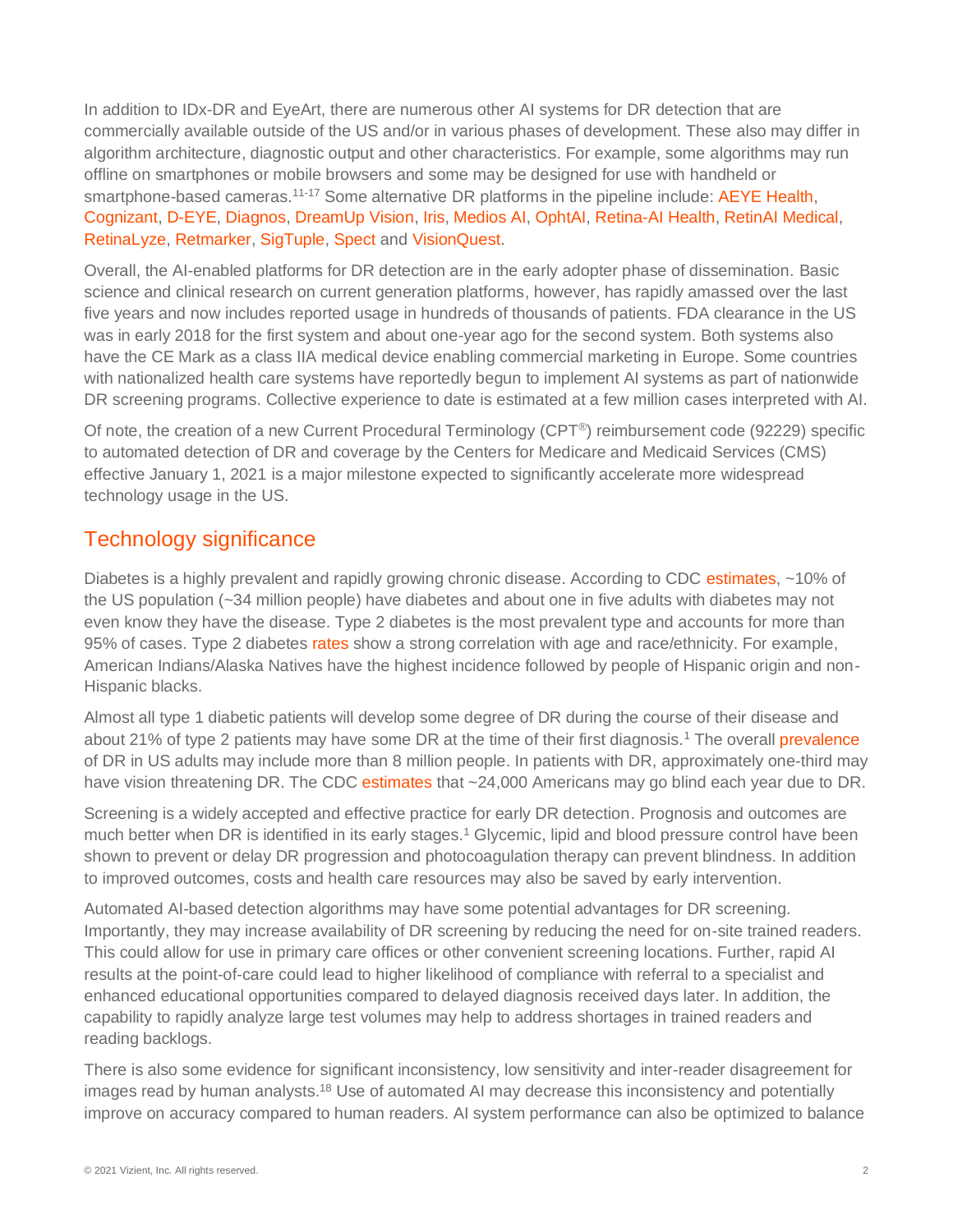In addition to IDx-DR and EyeArt, there are numerous other AI systems for DR detection that are commercially available outside of the US and/or in various phases of development. These also may differ in algorithm architecture, diagnostic output and other characteristics. For example, some algorithms may run offline on smartphones or mobile browsers and some may be designed for use with handheld or smartphone-based cameras.[11-17] Some alternative DR platforms in the pipeline include: AEYE Health, Cognizant, D-EYE, Diagnos, DreamUp Vision, Iris, Medios AI, OphtAI, Retina-AI Health, RetinAI Medical, RetinaLyze, Retmarker, SigTuple, Spect and VisionQuest.

Overall, the AI-enabled platforms for DR detection are in the early adopter phase of dissemination. Basic science and clinical research on current generation platforms, however, has rapidly amassed over the last five years and now includes reported usage in hundreds of thousands of patients. FDA clearance in the US was in early 2018 for the first system and about one-year ago for the second system. Both systems also have the CE Mark as a class IIA medical device enabling commercial marketing in Europe. Some countries with nationalized health care systems have reportedly begun to implement AI systems as part of nationwide DR screening programs. Collective experience to date is estimated at a few million cases interpreted with AI.

Of note, the creation of a new Current Procedural Terminology (CPT®) reimbursement code (92229) specific to automated detection of DR and coverage by the Centers for Medicare and Medicaid Services (CMS) effective January 1, 2021 is a major milestone expected to significantly accelerate more widespread technology usage in the US.

## Technology significance

Diabetes is a highly prevalent and rapidly growing chronic disease. According to CDC estimates, ~10% of the US population (~34 million people) have diabetes and about one in five adults with diabetes may not even know they have the disease. Type 2 diabetes is the most prevalent type and accounts for more than 95% of cases. Type 2 diabetes rates show a strong correlation with age and race/ethnicity. For example, American Indians/Alaska Natives have the highest incidence followed by people of Hispanic origin and non-Hispanic blacks.

Almost all type 1 diabetic patients will develop some degree of DR during the course of their disease and about 21% of type 2 patients may have some DR at the time of their first diagnosis.[1] The overall prevalence of DR in US adults may include more than 8 million people. In patients with DR, approximately one-third may have vision threatening DR. The CDC estimates that ~24,000 Americans may go blind each year due to DR.

Screening is a widely accepted and effective practice for early DR detection. Prognosis and outcomes are much better when DR is identified in its early stages.[1] Glycemic, lipid and blood pressure control have been shown to prevent or delay DR progression and photocoagulation therapy can prevent blindness. In addition to improved outcomes, costs and health care resources may also be saved by early intervention.

Automated AI-based detection algorithms may have some potential advantages for DR screening. Importantly, they may increase availability of DR screening by reducing the need for on-site trained readers. This could allow for use in primary care offices or other convenient screening locations. Further, rapid AI results at the point-of-care could lead to higher likelihood of compliance with referral to a specialist and enhanced educational opportunities compared to delayed diagnosis received days later. In addition, the capability to rapidly analyze large test volumes may help to address shortages in trained readers and reading backlogs.

There is also some evidence for significant inconsistency, low sensitivity and inter-reader disagreement for images read by human analysts.[18] Use of automated AI may decrease this inconsistency and potentially improve on accuracy compared to human readers. AI system performance can also be optimized to balance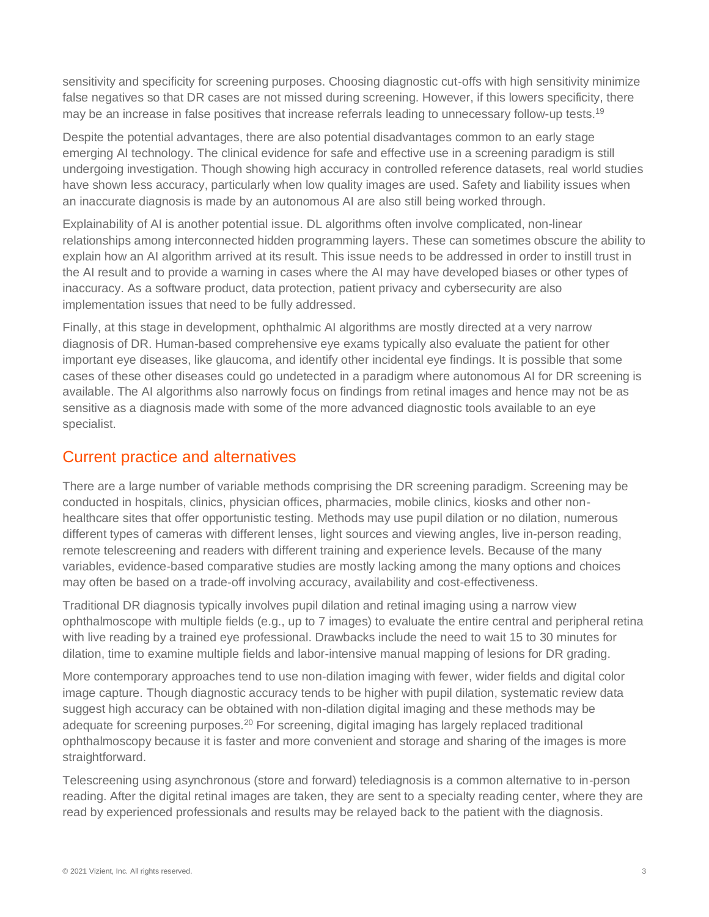sensitivity and specificity for screening purposes. Choosing diagnostic cut-offs with high sensitivity minimize false negatives so that DR cases are not missed during screening. However, if this lowers specificity, there may be an increase in false positives that increase referrals leading to unnecessary follow-up tests.[19]

Despite the potential advantages, there are also potential disadvantages common to an early stage emerging AI technology. The clinical evidence for safe and effective use in a screening paradigm is still undergoing investigation. Though showing high accuracy in controlled reference datasets, real world studies have shown less accuracy, particularly when low quality images are used. Safety and liability issues when an inaccurate diagnosis is made by an autonomous AI are also still being worked through.

Explainability of AI is another potential issue. DL algorithms often involve complicated, non-linear relationships among interconnected hidden programming layers. These can sometimes obscure the ability to explain how an AI algorithm arrived at its result. This issue needs to be addressed in order to instill trust in the AI result and to provide a warning in cases where the AI may have developed biases or other types of inaccuracy. As a software product, data protection, patient privacy and cybersecurity are also implementation issues that need to be fully addressed.

Finally, at this stage in development, ophthalmic AI algorithms are mostly directed at a very narrow diagnosis of DR. Human-based comprehensive eye exams typically also evaluate the patient for other important eye diseases, like glaucoma, and identify other incidental eye findings. It is possible that some cases of these other diseases could go undetected in a paradigm where autonomous AI for DR screening is available. The AI algorithms also narrowly focus on findings from retinal images and hence may not be as sensitive as a diagnosis made with some of the more advanced diagnostic tools available to an eye specialist.

## Current practice and alternatives

There are a large number of variable methods comprising the DR screening paradigm. Screening may be conducted in hospitals, clinics, physician offices, pharmacies, mobile clinics, kiosks and other non-healthcare sites that offer opportunistic testing. Methods may use pupil dilation or no dilation, numerous different types of cameras with different lenses, light sources and viewing angles, live in-person reading, remote telescreening and readers with different training and experience levels. Because of the many variables, evidence-based comparative studies are mostly lacking among the many options and choices may often be based on a trade-off involving accuracy, availability and cost-effectiveness.

Traditional DR diagnosis typically involves pupil dilation and retinal imaging using a narrow view ophthalmoscope with multiple fields (e.g., up to 7 images) to evaluate the entire central and peripheral retina with live reading by a trained eye professional. Drawbacks include the need to wait 15 to 30 minutes for dilation, time to examine multiple fields and labor-intensive manual mapping of lesions for DR grading.

More contemporary approaches tend to use non-dilation imaging with fewer, wider fields and digital color image capture. Though diagnostic accuracy tends to be higher with pupil dilation, systematic review data suggest high accuracy can be obtained with non-dilation digital imaging and these methods may be adequate for screening purposes.[20] For screening, digital imaging has largely replaced traditional ophthalmoscopy because it is faster and more convenient and storage and sharing of the images is more straightforward.

Telescreening using asynchronous (store and forward) telediagnosis is a common alternative to in-person reading. After the digital retinal images are taken, they are sent to a specialty reading center, where they are read by experienced professionals and results may be relayed back to the patient with the diagnosis.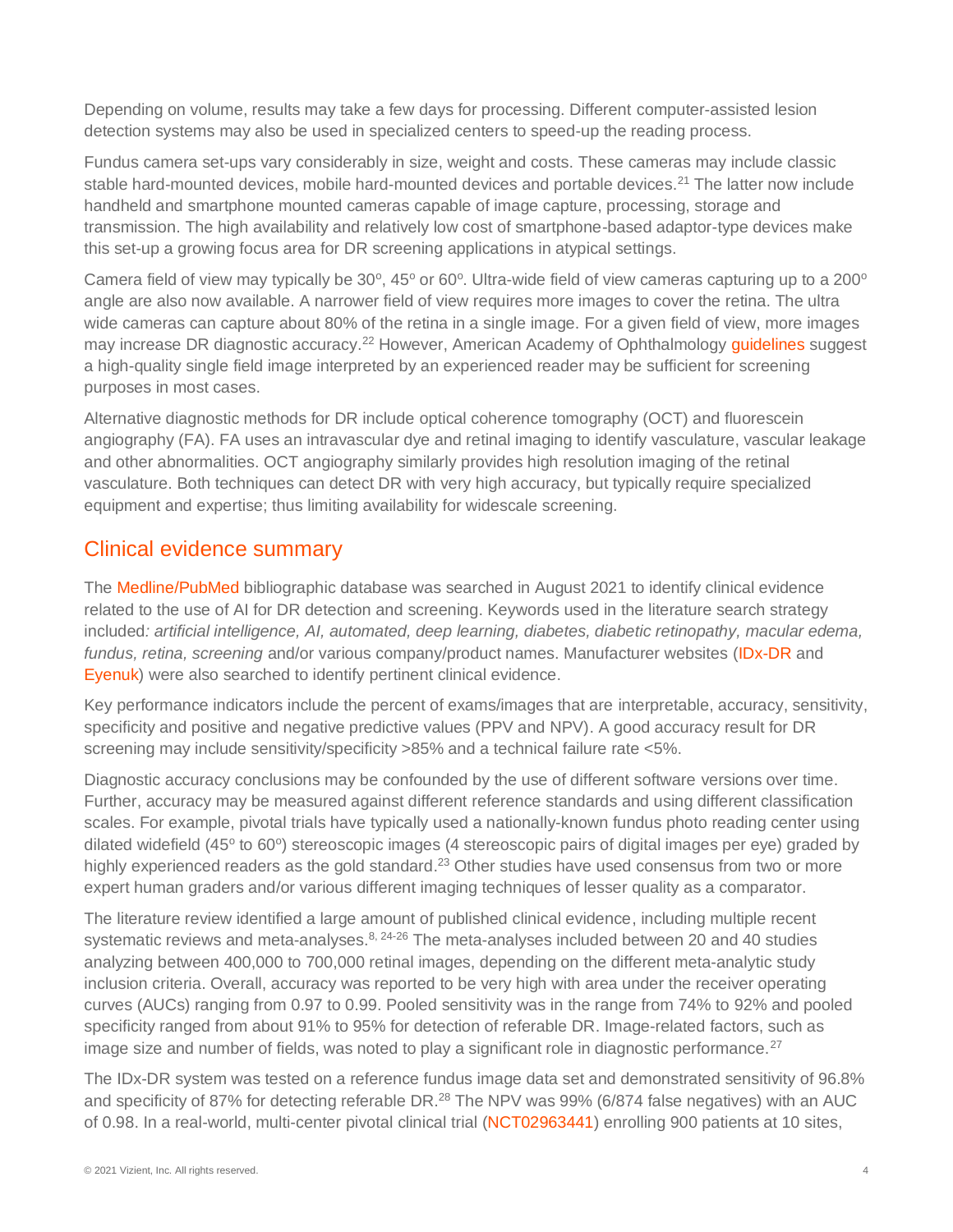Depending on volume, results may take a few days for processing. Different computer-assisted lesion detection systems may also be used in specialized centers to speed-up the reading process.

Fundus camera set-ups vary considerably in size, weight and costs. These cameras may include classic stable hard-mounted devices, mobile hard-mounted devices and portable devices.[21] The latter now include handheld and smartphone mounted cameras capable of image capture, processing, storage and transmission. The high availability and relatively low cost of smartphone-based adaptor-type devices make this set-up a growing focus area for DR screening applications in atypical settings.

Camera field of view may typically be 30°, 45° or 60°. Ultra-wide field of view cameras capturing up to a 200° angle are also now available. A narrower field of view requires more images to cover the retina. The ultra wide cameras can capture about 80% of the retina in a single image. For a given field of view, more images may increase DR diagnostic accuracy.[22] However, American Academy of Ophthalmology guidelines suggest a high-quality single field image interpreted by an experienced reader may be sufficient for screening purposes in most cases.

Alternative diagnostic methods for DR include optical coherence tomography (OCT) and fluorescein angiography (FA). FA uses an intravascular dye and retinal imaging to identify vasculature, vascular leakage and other abnormalities. OCT angiography similarly provides high resolution imaging of the retinal vasculature. Both techniques can detect DR with very high accuracy, but typically require specialized equipment and expertise; thus limiting availability for widescale screening.

## Clinical evidence summary

The Medline/PubMed bibliographic database was searched in August 2021 to identify clinical evidence related to the use of AI for DR detection and screening. Keywords used in the literature search strategy included*: artificial intelligence, AI, automated, deep learning, diabetes, diabetic retinopathy, macular edema, fundus, retina, screening* and/or various company/product names. Manufacturer websites (IDx-DR and Eyenuk) were also searched to identify pertinent clinical evidence.

Key performance indicators include the percent of exams/images that are interpretable, accuracy, sensitivity, specificity and positive and negative predictive values (PPV and NPV). A good accuracy result for DR screening may include sensitivity/specificity >85% and a technical failure rate <5%.

Diagnostic accuracy conclusions may be confounded by the use of different software versions over time. Further, accuracy may be measured against different reference standards and using different classification scales. For example, pivotal trials have typically used a nationally-known fundus photo reading center using dilated widefield (45° to 60°) stereoscopic images (4 stereoscopic pairs of digital images per eye) graded by highly experienced readers as the gold standard.[23] Other studies have used consensus from two or more expert human graders and/or various different imaging techniques of lesser quality as a comparator.

The literature review identified a large amount of published clinical evidence, including multiple recent systematic reviews and meta-analyses.[8, 24-26] The meta-analyses included between 20 and 40 studies analyzing between 400,000 to 700,000 retinal images, depending on the different meta-analytic study inclusion criteria. Overall, accuracy was reported to be very high with area under the receiver operating curves (AUCs) ranging from 0.97 to 0.99. Pooled sensitivity was in the range from 74% to 92% and pooled specificity ranged from about 91% to 95% for detection of referable DR. Image-related factors, such as image size and number of fields, was noted to play a significant role in diagnostic performance.[27]

The IDx-DR system was tested on a reference fundus image data set and demonstrated sensitivity of 96.8% and specificity of 87% for detecting referable DR.[28] The NPV was 99% (6/874 false negatives) with an AUC of 0.98. In a real-world, multi-center pivotal clinical trial (NCT02963441) enrolling 900 patients at 10 sites,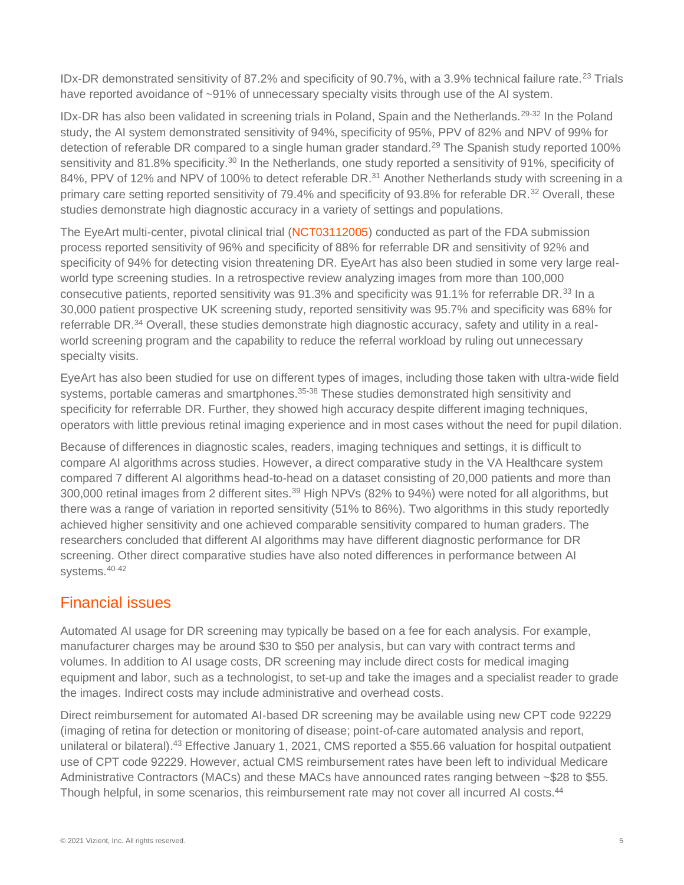IDx-DR demonstrated sensitivity of 87.2% and specificity of 90.7%, with a 3.9% technical failure rate.[23] Trials have reported avoidance of ~91% of unnecessary specialty visits through use of the AI system.

IDx-DR has also been validated in screening trials in Poland, Spain and the Netherlands.[29-32] In the Poland study, the AI system demonstrated sensitivity of 94%, specificity of 95%, PPV of 82% and NPV of 99% for detection of referable DR compared to a single human grader standard.[29] The Spanish study reported 100% sensitivity and 81.8% specificity.[30] In the Netherlands, one study reported a sensitivity of 91%, specificity of 84%, PPV of 12% and NPV of 100% to detect referable DR.[31] Another Netherlands study with screening in a primary care setting reported sensitivity of 79.4% and specificity of 93.8% for referable DR.[32] Overall, these studies demonstrate high diagnostic accuracy in a variety of settings and populations.

The EyeArt multi-center, pivotal clinical trial (NCT03112005) conducted as part of the FDA submission process reported sensitivity of 96% and specificity of 88% for referrable DR and sensitivity of 92% and specificity of 94% for detecting vision threatening DR. EyeArt has also been studied in some very large real-world type screening studies. In a retrospective review analyzing images from more than 100,000 consecutive patients, reported sensitivity was 91.3% and specificity was 91.1% for referrable DR.[33] In a 30,000 patient prospective UK screening study, reported sensitivity was 95.7% and specificity was 68% for referrable DR.[34] Overall, these studies demonstrate high diagnostic accuracy, safety and utility in a real-world screening program and the capability to reduce the referral workload by ruling out unnecessary specialty visits.

EyeArt has also been studied for use on different types of images, including those taken with ultra-wide field systems, portable cameras and smartphones.[35-38] These studies demonstrated high sensitivity and specificity for referrable DR. Further, they showed high accuracy despite different imaging techniques, operators with little previous retinal imaging experience and in most cases without the need for pupil dilation.

Because of differences in diagnostic scales, readers, imaging techniques and settings, it is difficult to compare AI algorithms across studies. However, a direct comparative study in the VA Healthcare system compared 7 different AI algorithms head-to-head on a dataset consisting of 20,000 patients and more than 300,000 retinal images from 2 different sites.[39] High NPVs (82% to 94%) were noted for all algorithms, but there was a range of variation in reported sensitivity (51% to 86%). Two algorithms in this study reportedly achieved higher sensitivity and one achieved comparable sensitivity compared to human graders. The researchers concluded that different AI algorithms may have different diagnostic performance for DR screening. Other direct comparative studies have also noted differences in performance between AI systems.[40-42]

## Financial issues

Automated AI usage for DR screening may typically be based on a fee for each analysis. For example, manufacturer charges may be around $30 to $50 per analysis, but can vary with contract terms and volumes. In addition to AI usage costs, DR screening may include direct costs for medical imaging equipment and labor, such as a technologist, to set-up and take the images and a specialist reader to grade the images. Indirect costs may include administrative and overhead costs.

Direct reimbursement for automated AI-based DR screening may be available using new CPT code 92229 (imaging of retina for detection or monitoring of disease; point-of-care automated analysis and report, unilateral or bilateral).[43] Effective January 1, 2021, CMS reported a $55.66 valuation for hospital outpatient use of CPT code 92229. However, actual CMS reimbursement rates have been left to individual Medicare Administrative Contractors (MACs) and these MACs have announced rates ranging between ~$28 to $55. Though helpful, in some scenarios, this reimbursement rate may not cover all incurred AI costs.[44]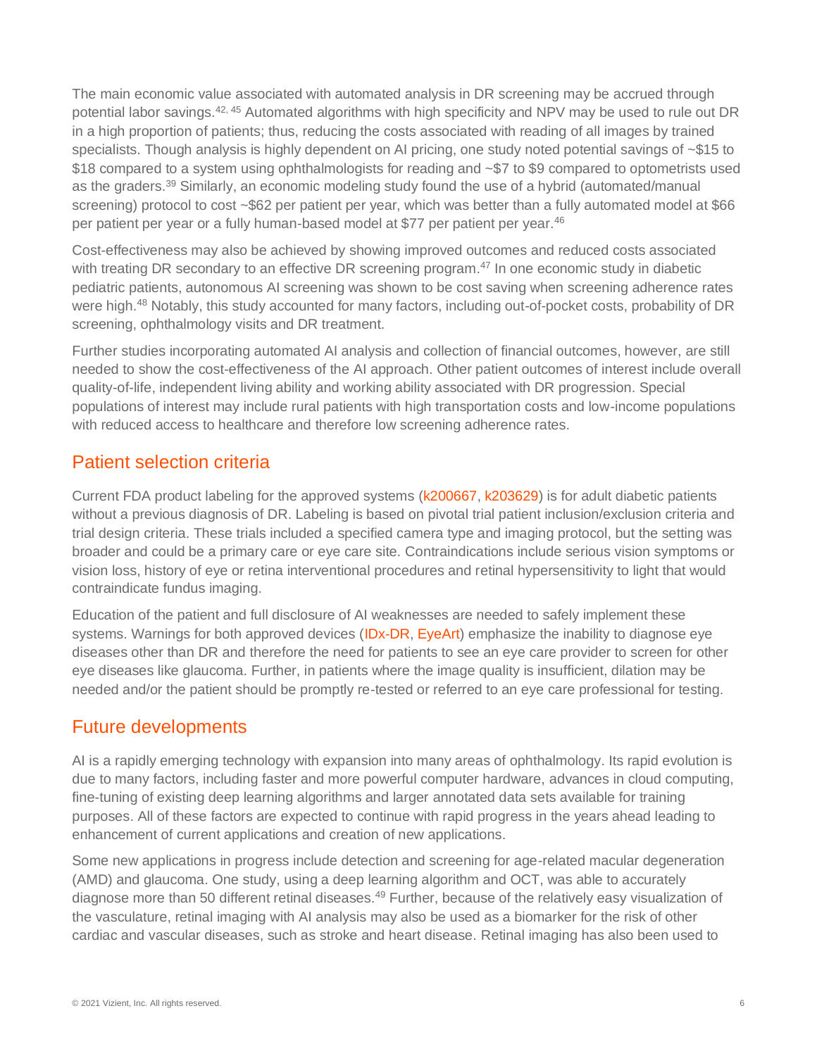The main economic value associated with automated analysis in DR screening may be accrued through potential labor savings.[42, 45] Automated algorithms with high specificity and NPV may be used to rule out DR in a high proportion of patients; thus, reducing the costs associated with reading of all images by trained specialists. Though analysis is highly dependent on AI pricing, one study noted potential savings of ~$15 to $18 compared to a system using ophthalmologists for reading and ~$7 to $9 compared to optometrists used as the graders.[39] Similarly, an economic modeling study found the use of a hybrid (automated/manual screening) protocol to cost ~$62 per patient per year, which was better than a fully automated model at $66 per patient per year or a fully human-based model at $77 per patient per year.[46]

Cost-effectiveness may also be achieved by showing improved outcomes and reduced costs associated with treating DR secondary to an effective DR screening program.[47] In one economic study in diabetic pediatric patients, autonomous AI screening was shown to be cost saving when screening adherence rates were high.[48] Notably, this study accounted for many factors, including out-of-pocket costs, probability of DR screening, ophthalmology visits and DR treatment.

Further studies incorporating automated AI analysis and collection of financial outcomes, however, are still needed to show the cost-effectiveness of the AI approach. Other patient outcomes of interest include overall quality-of-life, independent living ability and working ability associated with DR progression. Special populations of interest may include rural patients with high transportation costs and low-income populations with reduced access to healthcare and therefore low screening adherence rates.

## Patient selection criteria

Current FDA product labeling for the approved systems (k200667, k203629) is for adult diabetic patients without a previous diagnosis of DR. Labeling is based on pivotal trial patient inclusion/exclusion criteria and trial design criteria. These trials included a specified camera type and imaging protocol, but the setting was broader and could be a primary care or eye care site. Contraindications include serious vision symptoms or vision loss, history of eye or retina interventional procedures and retinal hypersensitivity to light that would contraindicate fundus imaging.

Education of the patient and full disclosure of AI weaknesses are needed to safely implement these systems. Warnings for both approved devices (IDx-DR, EyeArt) emphasize the inability to diagnose eye diseases other than DR and therefore the need for patients to see an eye care provider to screen for other eye diseases like glaucoma. Further, in patients where the image quality is insufficient, dilation may be needed and/or the patient should be promptly re-tested or referred to an eye care professional for testing.

## Future developments

AI is a rapidly emerging technology with expansion into many areas of ophthalmology. Its rapid evolution is due to many factors, including faster and more powerful computer hardware, advances in cloud computing, fine-tuning of existing deep learning algorithms and larger annotated data sets available for training purposes. All of these factors are expected to continue with rapid progress in the years ahead leading to enhancement of current applications and creation of new applications.

Some new applications in progress include detection and screening for age-related macular degeneration (AMD) and glaucoma. One study, using a deep learning algorithm and OCT, was able to accurately diagnose more than 50 different retinal diseases.[49] Further, because of the relatively easy visualization of the vasculature, retinal imaging with AI analysis may also be used as a biomarker for the risk of other cardiac and vascular diseases, such as stroke and heart disease. Retinal imaging has also been used to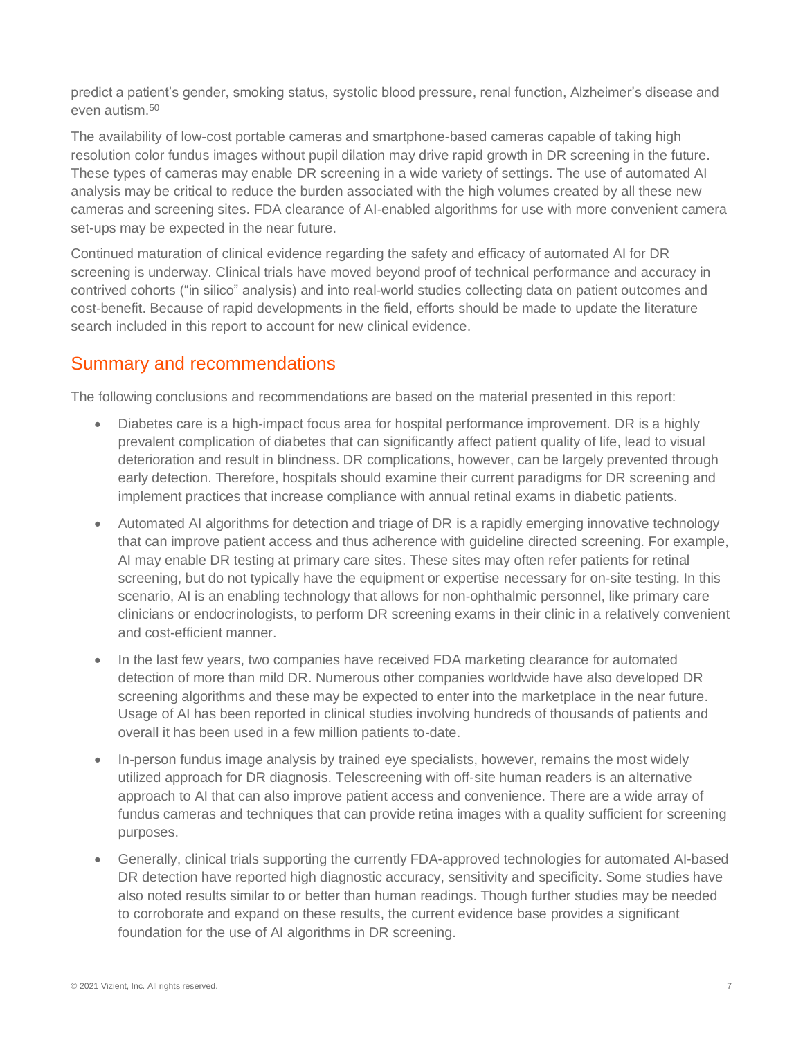predict a patient's gender, smoking status, systolic blood pressure, renal function, Alzheimer's disease and even autism.[50]

The availability of low-cost portable cameras and smartphone-based cameras capable of taking high resolution color fundus images without pupil dilation may drive rapid growth in DR screening in the future. These types of cameras may enable DR screening in a wide variety of settings. The use of automated AI analysis may be critical to reduce the burden associated with the high volumes created by all these new cameras and screening sites. FDA clearance of AI-enabled algorithms for use with more convenient camera set-ups may be expected in the near future.

Continued maturation of clinical evidence regarding the safety and efficacy of automated AI for DR screening is underway. Clinical trials have moved beyond proof of technical performance and accuracy in contrived cohorts ("in silico" analysis) and into real-world studies collecting data on patient outcomes and cost-benefit. Because of rapid developments in the field, efforts should be made to update the literature search included in this report to account for new clinical evidence.

## Summary and recommendations

The following conclusions and recommendations are based on the material presented in this report:

- Diabetes care is a high-impact focus area for hospital performance improvement. DR is a highly prevalent complication of diabetes that can significantly affect patient quality of life, lead to visual deterioration and result in blindness. DR complications, however, can be largely prevented through early detection. Therefore, hospitals should examine their current paradigms for DR screening and implement practices that increase compliance with annual retinal exams in diabetic patients.
- Automated AI algorithms for detection and triage of DR is a rapidly emerging innovative technology that can improve patient access and thus adherence with guideline directed screening. For example, AI may enable DR testing at primary care sites. These sites may often refer patients for retinal screening, but do not typically have the equipment or expertise necessary for on-site testing. In this scenario, AI is an enabling technology that allows for non-ophthalmic personnel, like primary care clinicians or endocrinologists, to perform DR screening exams in their clinic in a relatively convenient and cost-efficient manner.
- In the last few years, two companies have received FDA marketing clearance for automated detection of more than mild DR. Numerous other companies worldwide have also developed DR screening algorithms and these may be expected to enter into the marketplace in the near future. Usage of AI has been reported in clinical studies involving hundreds of thousands of patients and overall it has been used in a few million patients to-date.
- In-person fundus image analysis by trained eye specialists, however, remains the most widely utilized approach for DR diagnosis. Telescreening with off-site human readers is an alternative approach to AI that can also improve patient access and convenience. There are a wide array of fundus cameras and techniques that can provide retina images with a quality sufficient for screening purposes.
- Generally, clinical trials supporting the currently FDA-approved technologies for automated AI-based DR detection have reported high diagnostic accuracy, sensitivity and specificity. Some studies have also noted results similar to or better than human readings. Though further studies may be needed to corroborate and expand on these results, the current evidence base provides a significant foundation for the use of AI algorithms in DR screening.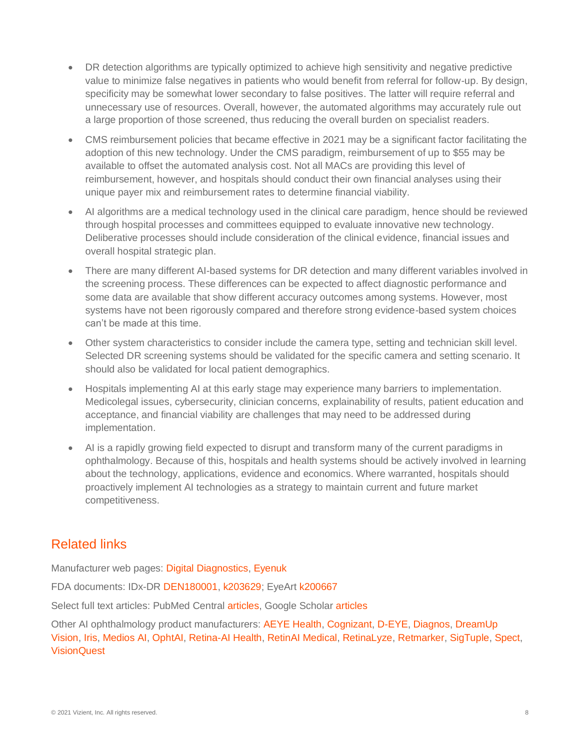- DR detection algorithms are typically optimized to achieve high sensitivity and negative predictive value to minimize false negatives in patients who would benefit from referral for follow-up. By design, specificity may be somewhat lower secondary to false positives. The latter will require referral and unnecessary use of resources. Overall, however, the automated algorithms may accurately rule out a large proportion of those screened, thus reducing the overall burden on specialist readers.
- CMS reimbursement policies that became effective in 2021 may be a significant factor facilitating the adoption of this new technology. Under the CMS paradigm, reimbursement of up to $55 may be available to offset the automated analysis cost. Not all MACs are providing this level of reimbursement, however, and hospitals should conduct their own financial analyses using their unique payer mix and reimbursement rates to determine financial viability.
- AI algorithms are a medical technology used in the clinical care paradigm, hence should be reviewed through hospital processes and committees equipped to evaluate innovative new technology. Deliberative processes should include consideration of the clinical evidence, financial issues and overall hospital strategic plan.
- There are many different AI-based systems for DR detection and many different variables involved in the screening process. These differences can be expected to affect diagnostic performance and some data are available that show different accuracy outcomes among systems. However, most systems have not been rigorously compared and therefore strong evidence-based system choices can't be made at this time.
- Other system characteristics to consider include the camera type, setting and technician skill level. Selected DR screening systems should be validated for the specific camera and setting scenario. It should also be validated for local patient demographics.
- Hospitals implementing AI at this early stage may experience many barriers to implementation. Medicolegal issues, cybersecurity, clinician concerns, explainability of results, patient education and acceptance, and financial viability are challenges that may need to be addressed during implementation.
- AI is a rapidly growing field expected to disrupt and transform many of the current paradigms in ophthalmology. Because of this, hospitals and health systems should be actively involved in learning about the technology, applications, evidence and economics. Where warranted, hospitals should proactively implement AI technologies as a strategy to maintain current and future market competitiveness.

## Related links

Manufacturer web pages: Digital Diagnostics, Eyenuk

FDA documents: IDx-DR DEN180001, k203629; EyeArt k200667

Select full text articles: PubMed Central articles, Google Scholar articles

Other AI ophthalmology product manufacturers: AEYE Health, Cognizant, D-EYE, Diagnos, DreamUp Vision, Iris, Medios AI, OphtAI, Retina-AI Health, RetinAI Medical, RetinaLyze, Retmarker, SigTuple, Spect, VisionQuest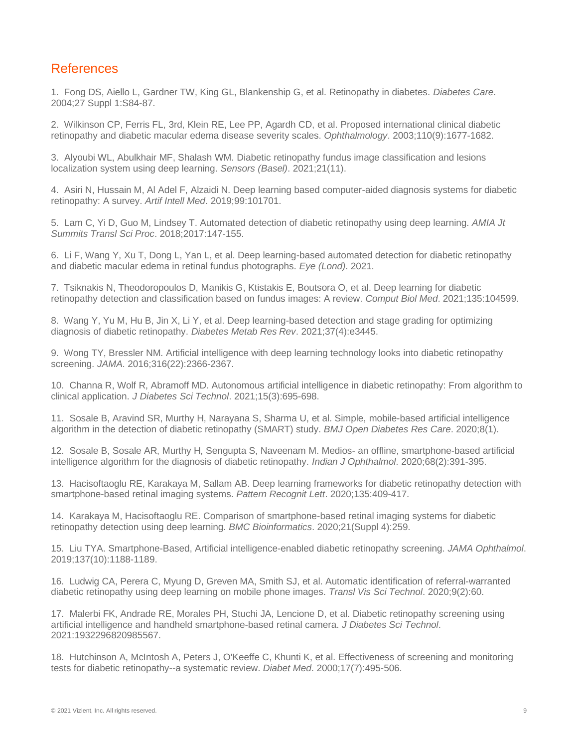## References

1. Fong DS, Aiello L, Gardner TW, King GL, Blankenship G, et al. Retinopathy in diabetes. *Diabetes Care*. 2004;27 Suppl 1:S84-87.

2. Wilkinson CP, Ferris FL, 3rd, Klein RE, Lee PP, Agardh CD, et al. Proposed international clinical diabetic retinopathy and diabetic macular edema disease severity scales. *Ophthalmology*. 2003;110(9):1677-1682.

3. Alyoubi WL, Abulkhair MF, Shalash WM. Diabetic retinopathy fundus image classification and lesions localization system using deep learning. *Sensors (Basel)*. 2021;21(11).

4. Asiri N, Hussain M, Al Adel F, Alzaidi N. Deep learning based computer-aided diagnosis systems for diabetic retinopathy: A survey. *Artif Intell Med*. 2019;99:101701.

5. Lam C, Yi D, Guo M, Lindsey T. Automated detection of diabetic retinopathy using deep learning. *AMIA Jt Summits Transl Sci Proc*. 2018;2017:147-155.

6. Li F, Wang Y, Xu T, Dong L, Yan L, et al. Deep learning-based automated detection for diabetic retinopathy and diabetic macular edema in retinal fundus photographs. *Eye (Lond)*. 2021.

7. Tsiknakis N, Theodoropoulos D, Manikis G, Ktistakis E, Boutsora O, et al. Deep learning for diabetic retinopathy detection and classification based on fundus images: A review. *Comput Biol Med*. 2021;135:104599.

8. Wang Y, Yu M, Hu B, Jin X, Li Y, et al. Deep learning-based detection and stage grading for optimizing diagnosis of diabetic retinopathy. *Diabetes Metab Res Rev*. 2021;37(4):e3445.

9. Wong TY, Bressler NM. Artificial intelligence with deep learning technology looks into diabetic retinopathy screening. *JAMA*. 2016;316(22):2366-2367.

10. Channa R, Wolf R, Abramoff MD. Autonomous artificial intelligence in diabetic retinopathy: From algorithm to clinical application. *J Diabetes Sci Technol*. 2021;15(3):695-698.

11. Sosale B, Aravind SR, Murthy H, Narayana S, Sharma U, et al. Simple, mobile-based artificial intelligence algorithm in the detection of diabetic retinopathy (SMART) study. *BMJ Open Diabetes Res Care*. 2020;8(1).

12. Sosale B, Sosale AR, Murthy H, Sengupta S, Naveenam M. Medios- an offline, smartphone-based artificial intelligence algorithm for the diagnosis of diabetic retinopathy. *Indian J Ophthalmol*. 2020;68(2):391-395.

13. Hacisoftaoglu RE, Karakaya M, Sallam AB. Deep learning frameworks for diabetic retinopathy detection with smartphone-based retinal imaging systems. *Pattern Recognit Lett*. 2020;135:409-417.

14. Karakaya M, Hacisoftaoglu RE. Comparison of smartphone-based retinal imaging systems for diabetic retinopathy detection using deep learning. *BMC Bioinformatics*. 2020;21(Suppl 4):259.

15. Liu TYA. Smartphone-Based, Artificial intelligence-enabled diabetic retinopathy screening. *JAMA Ophthalmol*. 2019;137(10):1188-1189.

16. Ludwig CA, Perera C, Myung D, Greven MA, Smith SJ, et al. Automatic identification of referral-warranted diabetic retinopathy using deep learning on mobile phone images. *Transl Vis Sci Technol*. 2020;9(2):60.

17. Malerbi FK, Andrade RE, Morales PH, Stuchi JA, Lencione D, et al. Diabetic retinopathy screening using artificial intelligence and handheld smartphone-based retinal camera. *J Diabetes Sci Technol*. 2021:1932296820985567.

18. Hutchinson A, McIntosh A, Peters J, O'Keeffe C, Khunti K, et al. Effectiveness of screening and monitoring tests for diabetic retinopathy--a systematic review. *Diabet Med*. 2000;17(7):495-506.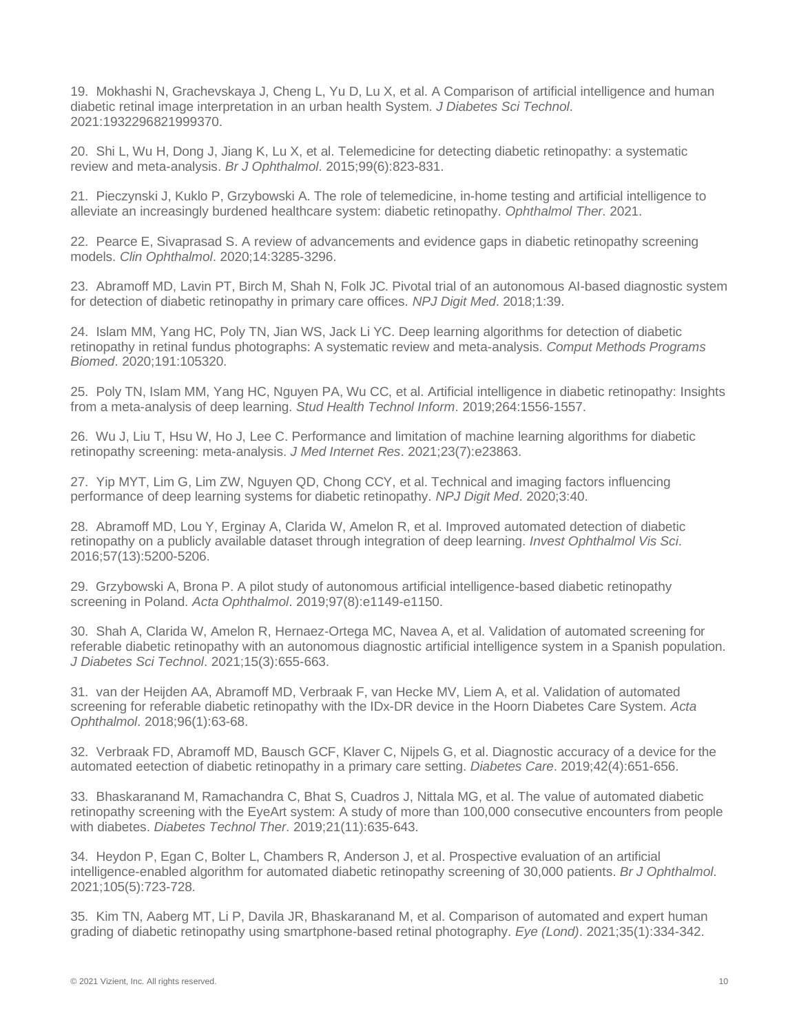19. Mokhashi N, Grachevskaya J, Cheng L, Yu D, Lu X, et al. A Comparison of artificial intelligence and human diabetic retinal image interpretation in an urban health System. *J Diabetes Sci Technol*. 2021:1932296821999370.

20. Shi L, Wu H, Dong J, Jiang K, Lu X, et al. Telemedicine for detecting diabetic retinopathy: a systematic review and meta-analysis. *Br J Ophthalmol*. 2015;99(6):823-831.

21. Pieczynski J, Kuklo P, Grzybowski A. The role of telemedicine, in-home testing and artificial intelligence to alleviate an increasingly burdened healthcare system: diabetic retinopathy. *Ophthalmol Ther*. 2021.

22. Pearce E, Sivaprasad S. A review of advancements and evidence gaps in diabetic retinopathy screening models. *Clin Ophthalmol*. 2020;14:3285-3296.

23. Abramoff MD, Lavin PT, Birch M, Shah N, Folk JC. Pivotal trial of an autonomous AI-based diagnostic system for detection of diabetic retinopathy in primary care offices. *NPJ Digit Med*. 2018;1:39.

24. Islam MM, Yang HC, Poly TN, Jian WS, Jack Li YC. Deep learning algorithms for detection of diabetic retinopathy in retinal fundus photographs: A systematic review and meta-analysis. *Comput Methods Programs Biomed*. 2020;191:105320.

25. Poly TN, Islam MM, Yang HC, Nguyen PA, Wu CC, et al. Artificial intelligence in diabetic retinopathy: Insights from a meta-analysis of deep learning. *Stud Health Technol Inform*. 2019;264:1556-1557.

26. Wu J, Liu T, Hsu W, Ho J, Lee C. Performance and limitation of machine learning algorithms for diabetic retinopathy screening: meta-analysis. *J Med Internet Res*. 2021;23(7):e23863.

27. Yip MYT, Lim G, Lim ZW, Nguyen QD, Chong CCY, et al. Technical and imaging factors influencing performance of deep learning systems for diabetic retinopathy. *NPJ Digit Med*. 2020;3:40.

28. Abramoff MD, Lou Y, Erginay A, Clarida W, Amelon R, et al. Improved automated detection of diabetic retinopathy on a publicly available dataset through integration of deep learning. *Invest Ophthalmol Vis Sci*. 2016;57(13):5200-5206.

29. Grzybowski A, Brona P. A pilot study of autonomous artificial intelligence-based diabetic retinopathy screening in Poland. *Acta Ophthalmol*. 2019;97(8):e1149-e1150.

30. Shah A, Clarida W, Amelon R, Hernaez-Ortega MC, Navea A, et al. Validation of automated screening for referable diabetic retinopathy with an autonomous diagnostic artificial intelligence system in a Spanish population. *J Diabetes Sci Technol*. 2021;15(3):655-663.

31. van der Heijden AA, Abramoff MD, Verbraak F, van Hecke MV, Liem A, et al. Validation of automated screening for referable diabetic retinopathy with the IDx-DR device in the Hoorn Diabetes Care System. *Acta Ophthalmol*. 2018;96(1):63-68.

32. Verbraak FD, Abramoff MD, Bausch GCF, Klaver C, Nijpels G, et al. Diagnostic accuracy of a device for the automated eetection of diabetic retinopathy in a primary care setting. *Diabetes Care*. 2019;42(4):651-656.

33. Bhaskaranand M, Ramachandra C, Bhat S, Cuadros J, Nittala MG, et al. The value of automated diabetic retinopathy screening with the EyeArt system: A study of more than 100,000 consecutive encounters from people with diabetes. *Diabetes Technol Ther*. 2019;21(11):635-643.

34. Heydon P, Egan C, Bolter L, Chambers R, Anderson J, et al. Prospective evaluation of an artificial intelligence-enabled algorithm for automated diabetic retinopathy screening of 30,000 patients. *Br J Ophthalmol*. 2021;105(5):723-728.

35. Kim TN, Aaberg MT, Li P, Davila JR, Bhaskaranand M, et al. Comparison of automated and expert human grading of diabetic retinopathy using smartphone-based retinal photography. *Eye (Lond)*. 2021;35(1):334-342.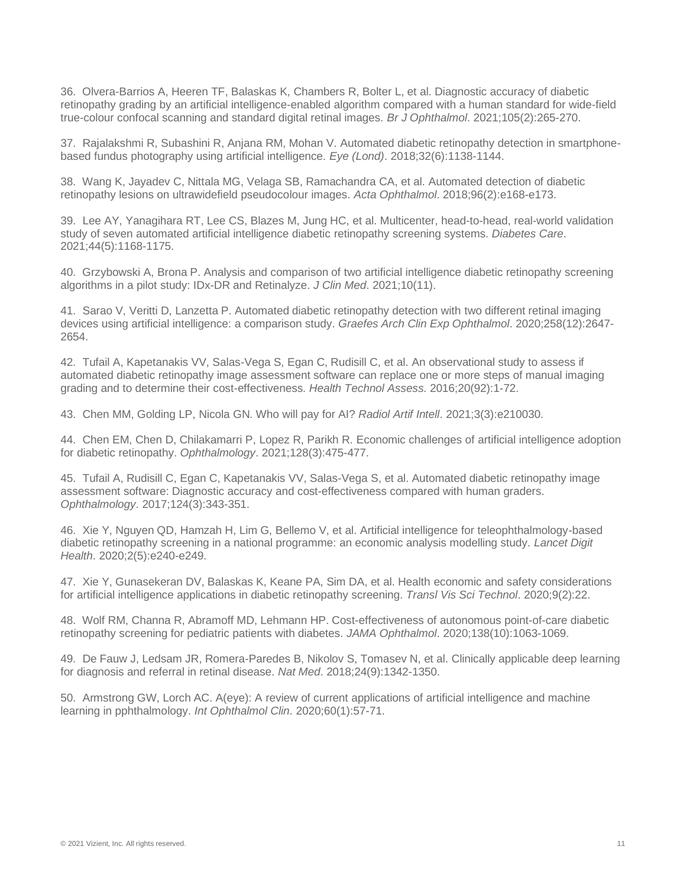36. Olvera-Barrios A, Heeren TF, Balaskas K, Chambers R, Bolter L, et al. Diagnostic accuracy of diabetic retinopathy grading by an artificial intelligence-enabled algorithm compared with a human standard for wide-field true-colour confocal scanning and standard digital retinal images. *Br J Ophthalmol*. 2021;105(2):265-270.

37. Rajalakshmi R, Subashini R, Anjana RM, Mohan V. Automated diabetic retinopathy detection in smartphone-based fundus photography using artificial intelligence. *Eye (Lond)*. 2018;32(6):1138-1144.

38. Wang K, Jayadev C, Nittala MG, Velaga SB, Ramachandra CA, et al. Automated detection of diabetic retinopathy lesions on ultrawidefield pseudocolour images. *Acta Ophthalmol*. 2018;96(2):e168-e173.

39. Lee AY, Yanagihara RT, Lee CS, Blazes M, Jung HC, et al. Multicenter, head-to-head, real-world validation study of seven automated artificial intelligence diabetic retinopathy screening systems. *Diabetes Care*. 2021;44(5):1168-1175.

40. Grzybowski A, Brona P. Analysis and comparison of two artificial intelligence diabetic retinopathy screening algorithms in a pilot study: IDx-DR and Retinalyze. *J Clin Med*. 2021;10(11).

41. Sarao V, Veritti D, Lanzetta P. Automated diabetic retinopathy detection with two different retinal imaging devices using artificial intelligence: a comparison study. *Graefes Arch Clin Exp Ophthalmol*. 2020;258(12):2647-2654.

42. Tufail A, Kapetanakis VV, Salas-Vega S, Egan C, Rudisill C, et al. An observational study to assess if automated diabetic retinopathy image assessment software can replace one or more steps of manual imaging grading and to determine their cost-effectiveness. *Health Technol Assess*. 2016;20(92):1-72.

43. Chen MM, Golding LP, Nicola GN. Who will pay for AI? *Radiol Artif Intell*. 2021;3(3):e210030.

44. Chen EM, Chen D, Chilakamarri P, Lopez R, Parikh R. Economic challenges of artificial intelligence adoption for diabetic retinopathy. *Ophthalmology*. 2021;128(3):475-477.

45. Tufail A, Rudisill C, Egan C, Kapetanakis VV, Salas-Vega S, et al. Automated diabetic retinopathy image assessment software: Diagnostic accuracy and cost-effectiveness compared with human graders. *Ophthalmology*. 2017;124(3):343-351.

46. Xie Y, Nguyen QD, Hamzah H, Lim G, Bellemo V, et al. Artificial intelligence for teleophthalmology-based diabetic retinopathy screening in a national programme: an economic analysis modelling study. *Lancet Digit Health*. 2020;2(5):e240-e249.

47. Xie Y, Gunasekeran DV, Balaskas K, Keane PA, Sim DA, et al. Health economic and safety considerations for artificial intelligence applications in diabetic retinopathy screening. *Transl Vis Sci Technol*. 2020;9(2):22.

48. Wolf RM, Channa R, Abramoff MD, Lehmann HP. Cost-effectiveness of autonomous point-of-care diabetic retinopathy screening for pediatric patients with diabetes. *JAMA Ophthalmol*. 2020;138(10):1063-1069.

49. De Fauw J, Ledsam JR, Romera-Paredes B, Nikolov S, Tomasev N, et al. Clinically applicable deep learning for diagnosis and referral in retinal disease. *Nat Med*. 2018;24(9):1342-1350.

50. Armstrong GW, Lorch AC. A(eye): A review of current applications of artificial intelligence and machine learning in pphthalmology. *Int Ophthalmol Clin*. 2020;60(1):57-71.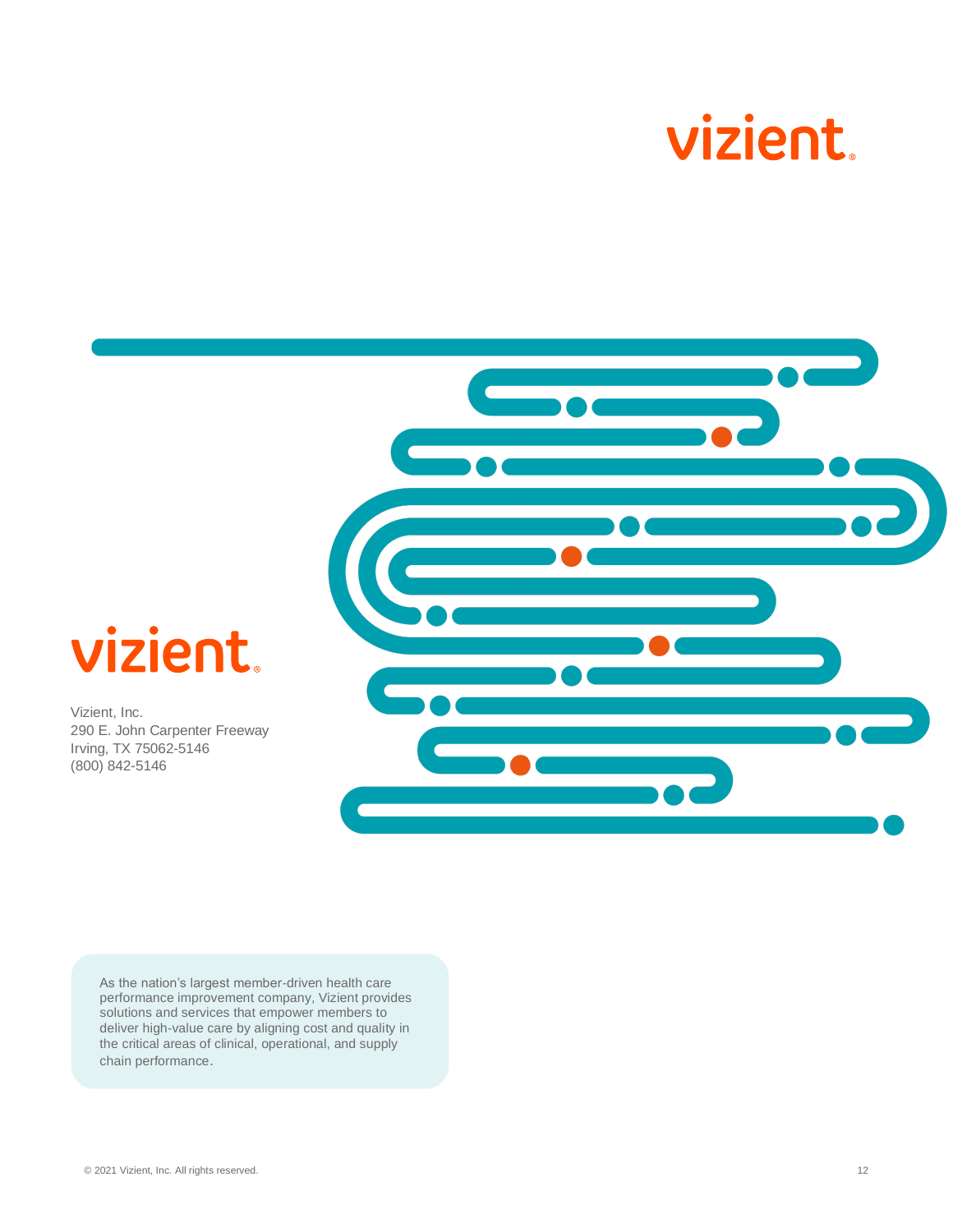vizient

vizient

Vizient, Inc.
290 E. John Carpenter Freeway
Irving, TX 75062-5146
(800) 842-5146

As the nation's largest member-driven health care performance improvement company, Vizient provides solutions and services that empower members to deliver high-value care by aligning cost and quality in the critical areas of clinical, operational, and supply chain performance.

© 2021 Vizient, Inc. All rights reserved.